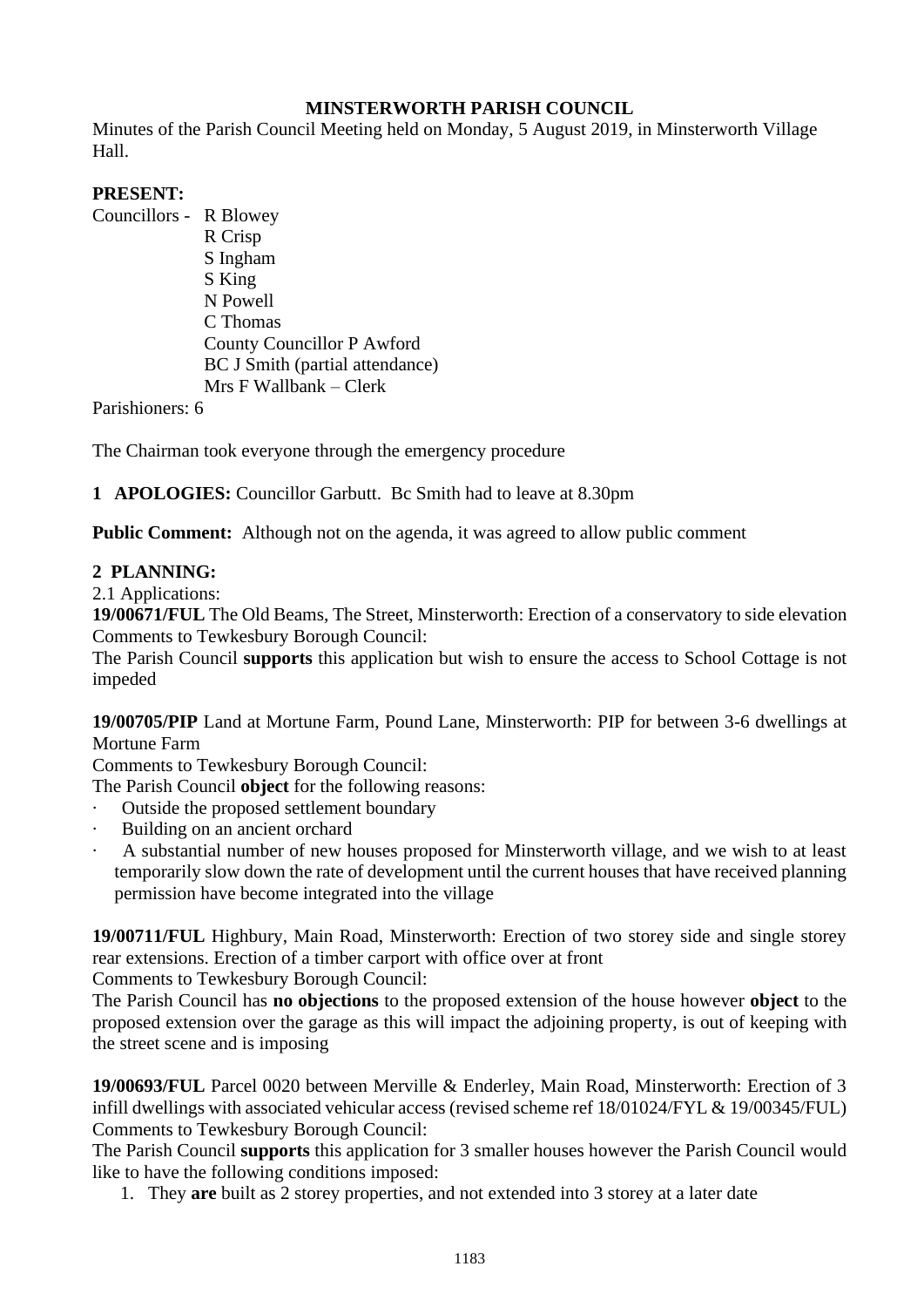# MINSTERWORTH PARISH COUNCIL

Minutes of the Parish Council Meeting held on Monday, 5 August 2019, in Minsterworth Village Hall.

**PRESENT:**

Councillors - R Blowey
R Crisp
S Ingham
S King
N Powell
C Thomas
County Councillor P Awford
BC J Smith (partial attendance)
Mrs F Wallbank – Clerk

Parishioners: 6

The Chairman took everyone through the emergency procedure

**1 APOLOGIES:** Councillor Garbutt. Bc Smith had to leave at 8.30pm

**Public Comment:** Although not on the agenda, it was agreed to allow public comment

**2 PLANNING:**

2.1 Applications:

**19/00671/FUL** The Old Beams, The Street, Minsterworth: Erection of a conservatory to side elevation
Comments to Tewkesbury Borough Council:
The Parish Council **supports** this application but wish to ensure the access to School Cottage is not impeded

**19/00705/PIP** Land at Mortune Farm, Pound Lane, Minsterworth: PIP for between 3-6 dwellings at Mortune Farm
Comments to Tewkesbury Borough Council:
The Parish Council **object** for the following reasons:

- Outside the proposed settlement boundary
- Building on an ancient orchard
- A substantial number of new houses proposed for Minsterworth village, and we wish to at least temporarily slow down the rate of development until the current houses that have received planning permission have become integrated into the village

**19/00711/FUL** Highbury, Main Road, Minsterworth: Erection of two storey side and single storey rear extensions. Erection of a timber carport with office over at front
Comments to Tewkesbury Borough Council:
The Parish Council has **no objections** to the proposed extension of the house however **object** to the proposed extension over the garage as this will impact the adjoining property, is out of keeping with the street scene and is imposing

**19/00693/FUL** Parcel 0020 between Merville & Enderley, Main Road, Minsterworth: Erection of 3 infill dwellings with associated vehicular access (revised scheme ref 18/01024/FYL & 19/00345/FUL)
Comments to Tewkesbury Borough Council:
The Parish Council **supports** this application for 3 smaller houses however the Parish Council would like to have the following conditions imposed:

1. They **are** built as 2 storey properties, and not extended into 3 storey at a later date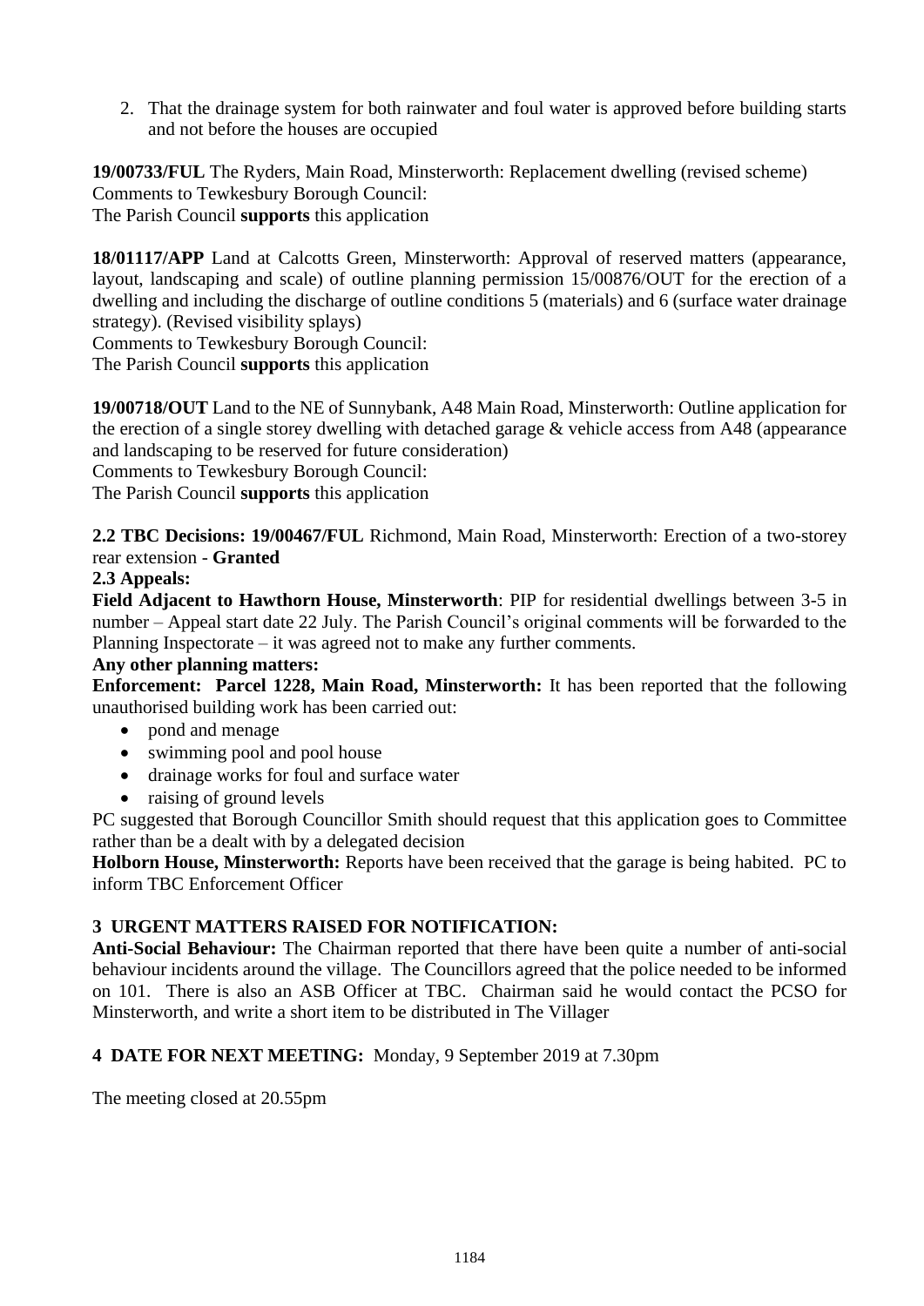2. That the drainage system for both rainwater and foul water is approved before building starts and not before the houses are occupied

**19/00733/FUL** The Ryders, Main Road, Minsterworth: Replacement dwelling (revised scheme)
Comments to Tewkesbury Borough Council:
The Parish Council **supports** this application

**18/01117/APP** Land at Calcotts Green, Minsterworth: Approval of reserved matters (appearance, layout, landscaping and scale) of outline planning permission 15/00876/OUT for the erection of a dwelling and including the discharge of outline conditions 5 (materials) and 6 (surface water drainage strategy). (Revised visibility splays)
Comments to Tewkesbury Borough Council:
The Parish Council **supports** this application

**19/00718/OUT** Land to the NE of Sunnybank, A48 Main Road, Minsterworth: Outline application for the erection of a single storey dwelling with detached garage & vehicle access from A48 (appearance and landscaping to be reserved for future consideration)
Comments to Tewkesbury Borough Council:
The Parish Council **supports** this application

**2.2 TBC Decisions: 19/00467/FUL** Richmond, Main Road, Minsterworth: Erection of a two-storey rear extension - **Granted**

**2.3 Appeals:**

**Field Adjacent to Hawthorn House, Minsterworth**: PIP for residential dwellings between 3-5 in number – Appeal start date 22 July. The Parish Council's original comments will be forwarded to the Planning Inspectorate – it was agreed not to make any further comments.

**Any other planning matters:**

**Enforcement: Parcel 1228, Main Road, Minsterworth:** It has been reported that the following unauthorised building work has been carried out:

- pond and menage
- swimming pool and pool house
- drainage works for foul and surface water
- raising of ground levels

PC suggested that Borough Councillor Smith should request that this application goes to Committee rather than be a dealt with by a delegated decision

**Holborn House, Minsterworth:** Reports have been received that the garage is being habited. PC to inform TBC Enforcement Officer

## 3 URGENT MATTERS RAISED FOR NOTIFICATION:

**Anti-Social Behaviour:** The Chairman reported that there have been quite a number of anti-social behaviour incidents around the village. The Councillors agreed that the police needed to be informed on 101. There is also an ASB Officer at TBC. Chairman said he would contact the PCSO for Minsterworth, and write a short item to be distributed in The Villager

## 4 DATE FOR NEXT MEETING: Monday, 9 September 2019 at 7.30pm

The meeting closed at 20.55pm